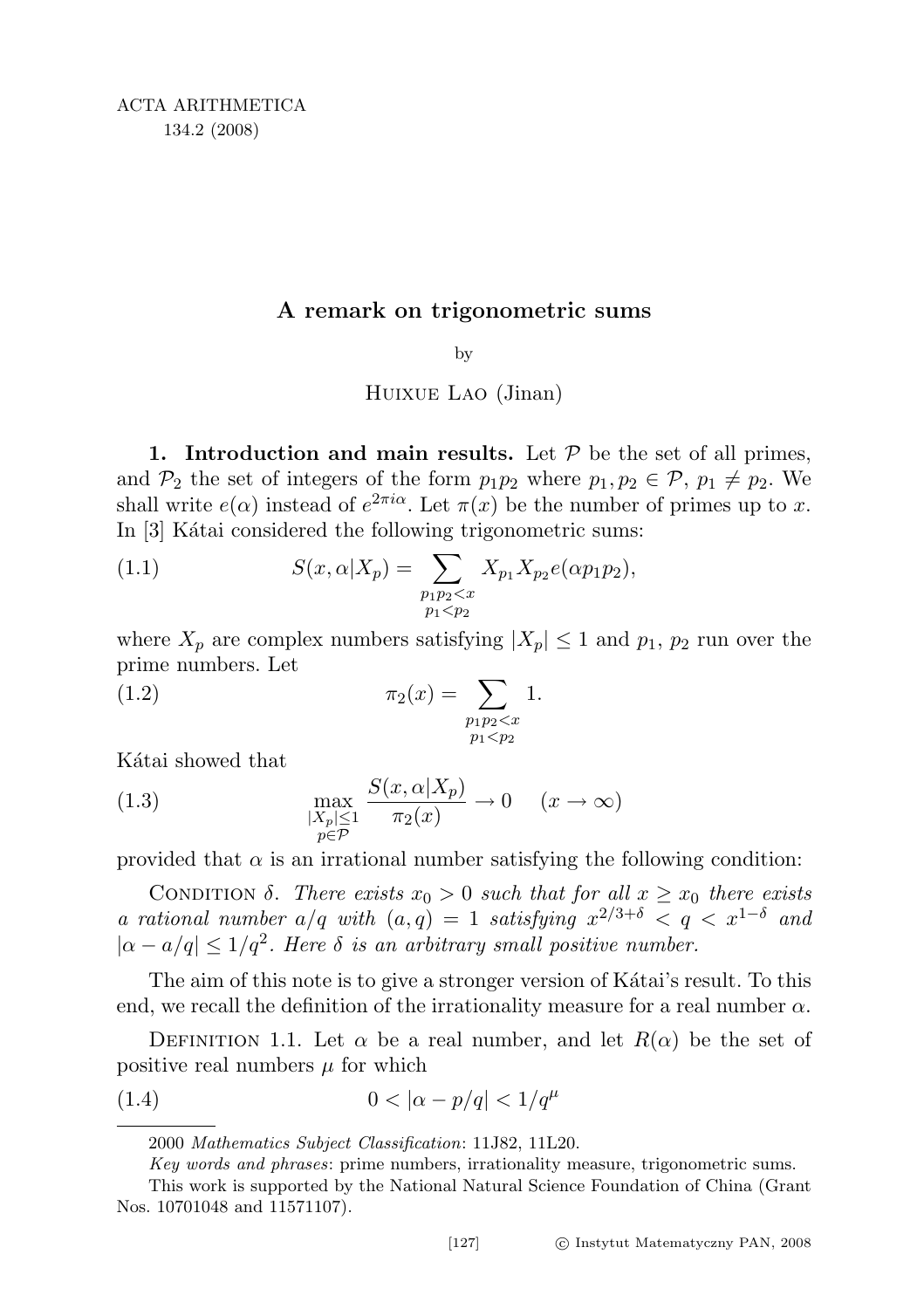# A remark on trigonometric sums

by

Huixue Lao (Jinan)

**1. Introduction and main results.** Let $\mathcal{P}$ be the set of all primes, and $\mathcal{P}_2$ the set of integers of the form $p_1 p_2$ where $p_1, p_2 \in \mathcal{P}$, $p_1 \neq p_2$. We shall write $e(\alpha)$ instead of $e^{2\pi i\alpha}$. Let $\pi(x)$ be the number of primes up to $x$. In [3] Kátai considered the following trigonometric sums:

$$S(x, \alpha | X_p) = \sum_{\substack{p_1 p_2 < x \\ p_1 < p_2}} X_{p_1} X_{p_2} e(\alpha p_1 p_2), \tag{1.1}$$

where $X_p$ are complex numbers satisfying $|X_p| \leq 1$ and $p_1$, $p_2$ run over the prime numbers. Let

$$\pi_2(x) = \sum_{\substack{p_1 p_2 < x \\ p_1 < p_2}} 1. \tag{1.2}$$

Kátai showed that

$$\max_{\substack{|X_p| \leq 1 \\ p \in \mathcal{P}}} \frac{S(x, \alpha | X_p)}{\pi_2(x)} \to 0 \quad (x \to \infty) \tag{1.3}$$

provided that $\alpha$ is an irrational number satisfying the following condition:

Condition $\delta$. *There exists $x_0 > 0$ such that for all $x \geq x_0$ there exists a rational number $a/q$ with $(a, q) = 1$ satisfying $x^{2/3+\delta} < q < x^{1-\delta}$ and $|\alpha - a/q| \leq 1/q^2$. Here $\delta$ is an arbitrary small positive number.*

The aim of this note is to give a stronger version of Kátai's result. To this end, we recall the definition of the irrationality measure for a real number $\alpha$.

Definition 1.1. Let $\alpha$ be a real number, and let $R(\alpha)$ be the set of positive real numbers $\mu$ for which

$$0 < |\alpha - p/q| < 1/q^{\mu} \tag{1.4}$$

---

2000 *Mathematics Subject Classification*: 11J82, 11L20.

*Key words and phrases*: prime numbers, irrationality measure, trigonometric sums.

This work is supported by the National Natural Science Foundation of China (Grant Nos. 10701048 and 11571107).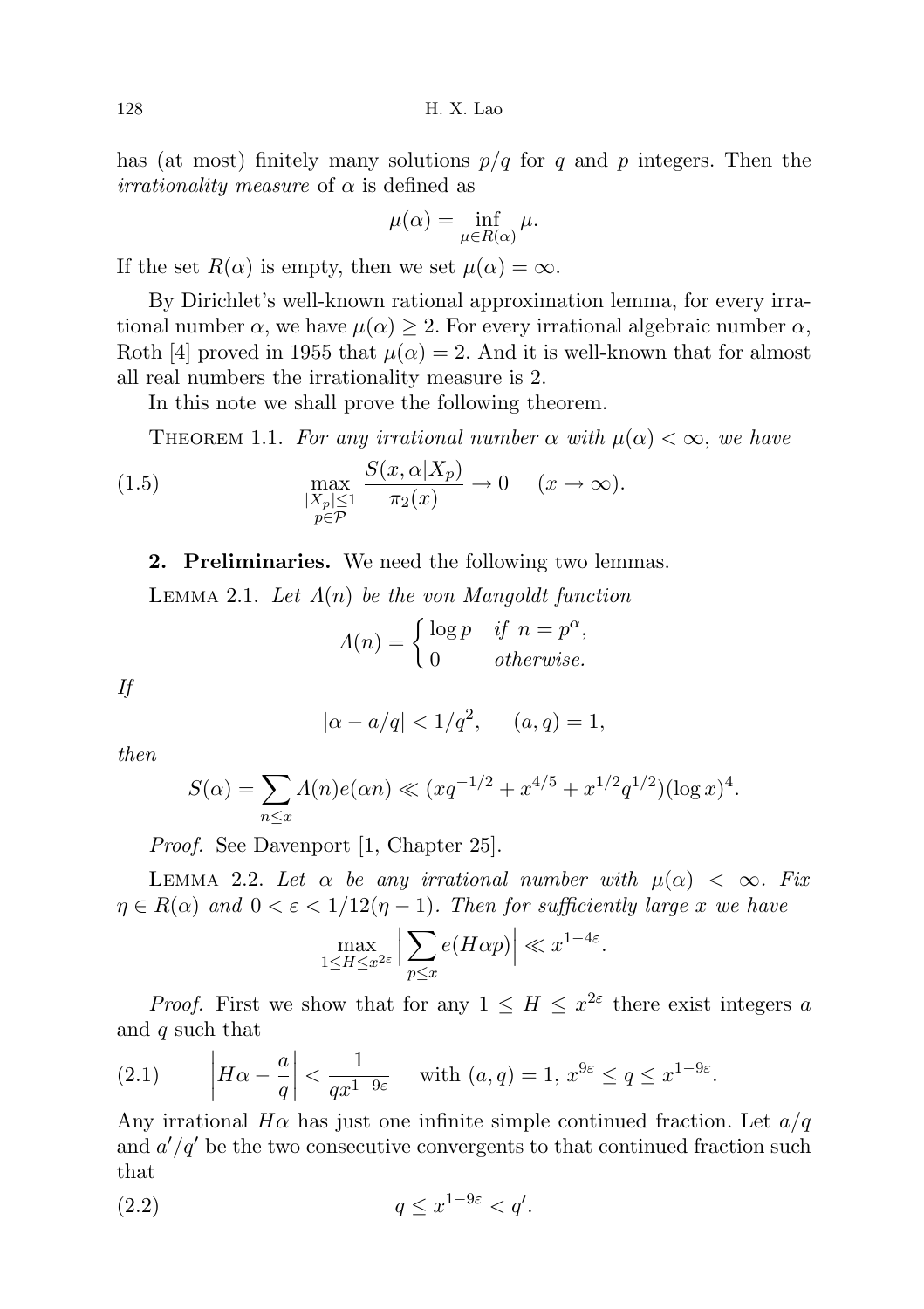has (at most) finitely many solutions $p/q$ for $q$ and $p$ integers. Then the *irrationality measure* of $\alpha$ is defined as

$$\mu(\alpha) = \inf_{\mu \in R(\alpha)} \mu.$$

If the set $R(\alpha)$ is empty, then we set $\mu(\alpha) = \infty$.

By Dirichlet's well-known rational approximation lemma, for every irrational number $\alpha$, we have $\mu(\alpha) \geq 2$. For every irrational algebraic number $\alpha$, Roth [4] proved in 1955 that $\mu(\alpha) = 2$. And it is well-known that for almost all real numbers the irrationality measure is 2.

In this note we shall prove the following theorem.

THEOREM 1.1. *For any irrational number $\alpha$ with $\mu(\alpha) < \infty$, we have*

$$\max_{\substack{|X_p| \leq 1 \\ p \in \mathcal{P}}} \frac{S(x, \alpha | X_p)}{\pi_2(x)} \to 0 \quad (x \to \infty). \tag{1.5}$$

**2. Preliminaries.** We need the following two lemmas.

LEMMA 2.1. *Let $\Lambda(n)$ be the von Mangoldt function*

$$\Lambda(n) = \begin{cases} \log p & \text{if } n = p^{\alpha}, \\ 0 & \text{otherwise.} \end{cases}$$

*If*

$$|\alpha - a/q| < 1/q^2, \quad (a, q) = 1,$$

*then*

$$S(\alpha) = \sum_{n \leq x} \Lambda(n) e(\alpha n) \ll (x q^{-1/2} + x^{4/5} + x^{1/2} q^{1/2}) (\log x)^4.$$

*Proof.* See Davenport [1, Chapter 25].

LEMMA 2.2. *Let $\alpha$ be any irrational number with $\mu(\alpha) < \infty$. Fix $\eta \in R(\alpha)$ and $0 < \varepsilon < 1/12(\eta - 1)$. Then for sufficiently large $x$ we have*

$$\max_{1 \leq H \leq x^{2\varepsilon}} \Big| \sum_{p \leq x} e(H \alpha p) \Big| \ll x^{1 - 4\varepsilon}.$$

*Proof.* First we show that for any $1 \leq H \leq x^{2\varepsilon}$ there exist integers $a$ and $q$ such that

$$\left| H\alpha - \frac{a}{q} \right| < \frac{1}{q x^{1 - 9\varepsilon}} \quad \text{with } (a, q) = 1,\ x^{9\varepsilon} \leq q \leq x^{1 - 9\varepsilon}. \tag{2.1}$$

Any irrational $H\alpha$ has just one infinite simple continued fraction. Let $a/q$ and $a'/q'$ be the two consecutive convergents to that continued fraction such that

$$q \leq x^{1 - 9\varepsilon} < q'. \tag{2.2}$$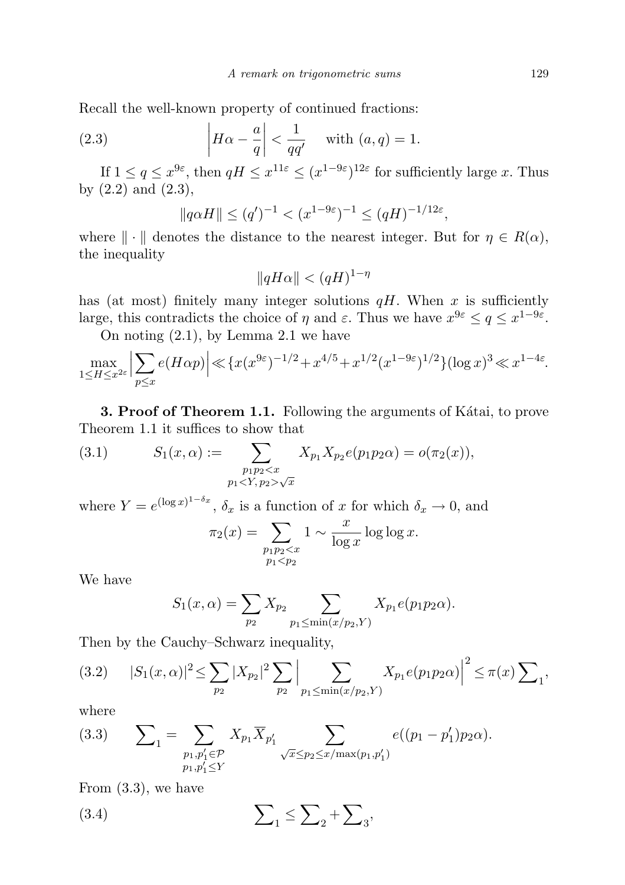Recall the well-known property of continued fractions:

$$\left|H\alpha - \frac{a}{q}\right| < \frac{1}{qq'} \quad \text{with } (a,q) = 1. \tag{2.3}$$

If $1 \le q \le x^{9\varepsilon}$, then $qH \le x^{11\varepsilon} \le (x^{1-9\varepsilon})^{12\varepsilon}$ for sufficiently large $x$. Thus by (2.2) and (2.3),

$$\|q\alpha H\| \le (q')^{-1} < (x^{1-9\varepsilon})^{-1} \le (qH)^{-1/12\varepsilon},$$

where $\|\cdot\|$ denotes the distance to the nearest integer. But for $\eta \in R(\alpha)$, the inequality

$$\|qH\alpha\| < (qH)^{1-\eta}$$

has (at most) finitely many integer solutions $qH$. When $x$ is sufficiently large, this contradicts the choice of $\eta$ and $\varepsilon$. Thus we have $x^{9\varepsilon} \le q \le x^{1-9\varepsilon}$.

On noting (2.1), by Lemma 2.1 we have

$$\max_{1\le H\le x^{2\varepsilon}}\Big|\sum_{p\le x} e(H\alpha p)\Big| \ll \{x(x^{9\varepsilon})^{-1/2} + x^{4/5} + x^{1/2}(x^{1-9\varepsilon})^{1/2}\}(\log x)^3 \ll x^{1-4\varepsilon}.$$

**3. Proof of Theorem 1.1.** Following the arguments of Kátai, to prove Theorem 1.1 it suffices to show that

$$S_1(x,\alpha) := \sum_{\substack{p_1p_2<x\\ p_1<Y,\, p_2>\sqrt{x}}} X_{p_1}X_{p_2}e(p_1p_2\alpha) = o(\pi_2(x)), \tag{3.1}$$

where $Y = e^{(\log x)^{1-\delta_x}}$, $\delta_x$ is a function of $x$ for which $\delta_x \to 0$, and

$$\pi_2(x) = \sum_{\substack{p_1p_2<x\\ p_1<p_2}} 1 \sim \frac{x}{\log x}\log\log x.$$

We have

$$S_1(x,\alpha) = \sum_{p_2} X_{p_2} \sum_{p_1\le \min(x/p_2,Y)} X_{p_1}e(p_1p_2\alpha).$$

Then by the Cauchy–Schwarz inequality,

$$|S_1(x,\alpha)|^2 \le \sum_{p_2}|X_{p_2}|^2 \sum_{p_2}\Big|\sum_{p_1\le\min(x/p_2,Y)} X_{p_1}e(p_1p_2\alpha)\Big|^2 \le \pi(x)\sum\nolimits_1, \tag{3.2}$$

where

$$\sum\nolimits_1 = \sum_{\substack{p_1,p_1'\in\mathcal{P}\\ p_1,p_1'\le Y}} X_{p_1}\overline{X}_{p_1'} \sum_{\sqrt{x}\le p_2\le x/\max(p_1,p_1')} e((p_1-p_1')p_2\alpha). \tag{3.3}$$

From (3.3), we have

$$\sum\nolimits_1 \le \sum\nolimits_2 + \sum\nolimits_3, \tag{3.4}$$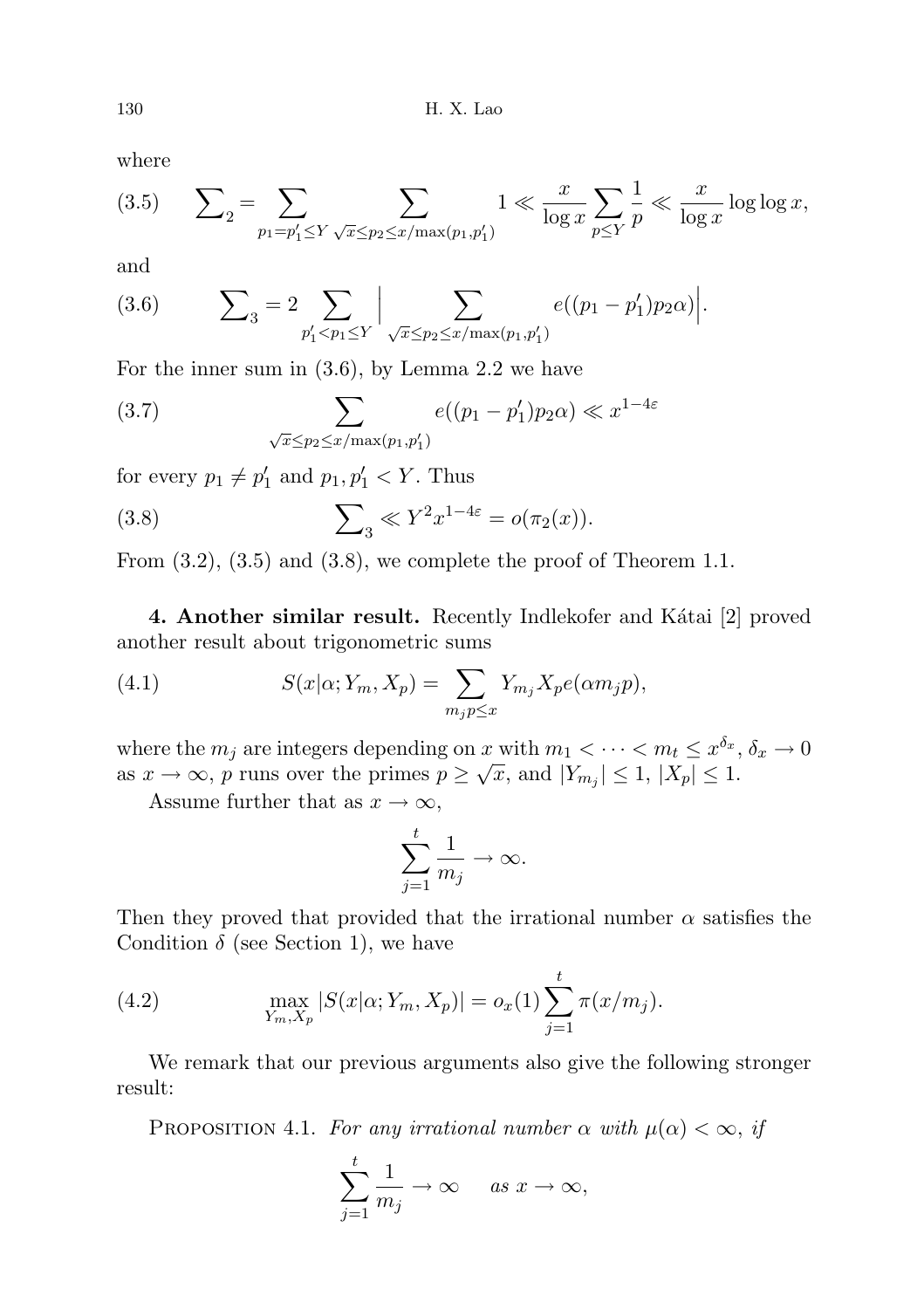where

$$\sum\nolimits_2 = \sum_{p_1=p_1'\le Y}\ \sum_{\sqrt{x}\le p_2\le x/\max(p_1,p_1')} 1 \ll \frac{x}{\log x}\sum_{p\le Y}\frac{1}{p} \ll \frac{x}{\log x}\log\log x, \tag{3.5}$$

and

$$\sum\nolimits_3 = 2\sum_{p_1'<p_1\le Y}\Big|\sum_{\sqrt{x}\le p_2\le x/\max(p_1,p_1')} e((p_1-p_1')p_2\alpha)\Big|. \tag{3.6}$$

For the inner sum in (3.6), by Lemma 2.2 we have

$$\sum_{\sqrt{x}\le p_2\le x/\max(p_1,p_1')} e((p_1-p_1')p_2\alpha) \ll x^{1-4\varepsilon} \tag{3.7}$$

for every $p_1 \ne p_1'$ and $p_1, p_1' < Y$. Thus

$$\sum\nolimits_3 \ll Y^2 x^{1-4\varepsilon} = o(\pi_2(x)). \tag{3.8}$$

From (3.2), (3.5) and (3.8), we complete the proof of Theorem 1.1.

**4. Another similar result.** Recently Indlekofer and Kátai [2] proved another result about trigonometric sums

$$S(x|\alpha; Y_m, X_p) = \sum_{m_j p\le x} Y_{m_j} X_p e(\alpha m_j p), \tag{4.1}$$

where the $m_j$ are integers depending on $x$ with $m_1 < \cdots < m_t \le x^{\delta_x}$, $\delta_x \to 0$ as $x \to \infty$, $p$ runs over the primes $p \ge \sqrt{x}$, and $|Y_{m_j}| \le 1$, $|X_p| \le 1$.

Assume further that as $x \to \infty$,

$$\sum_{j=1}^{t}\frac{1}{m_j} \to \infty.$$

Then they proved that provided that the irrational number $\alpha$ satisfies the Condition $\delta$ (see Section 1), we have

$$\max_{Y_m, X_p} |S(x|\alpha; Y_m, X_p)| = o_x(1)\sum_{j=1}^{t}\pi(x/m_j). \tag{4.2}$$

We remark that our previous arguments also give the following stronger result:

PROPOSITION 4.1. *For any irrational number $\alpha$ with $\mu(\alpha) < \infty$, if*

$$\sum_{j=1}^{t}\frac{1}{m_j} \to \infty \qquad \textit{as } x \to \infty,$$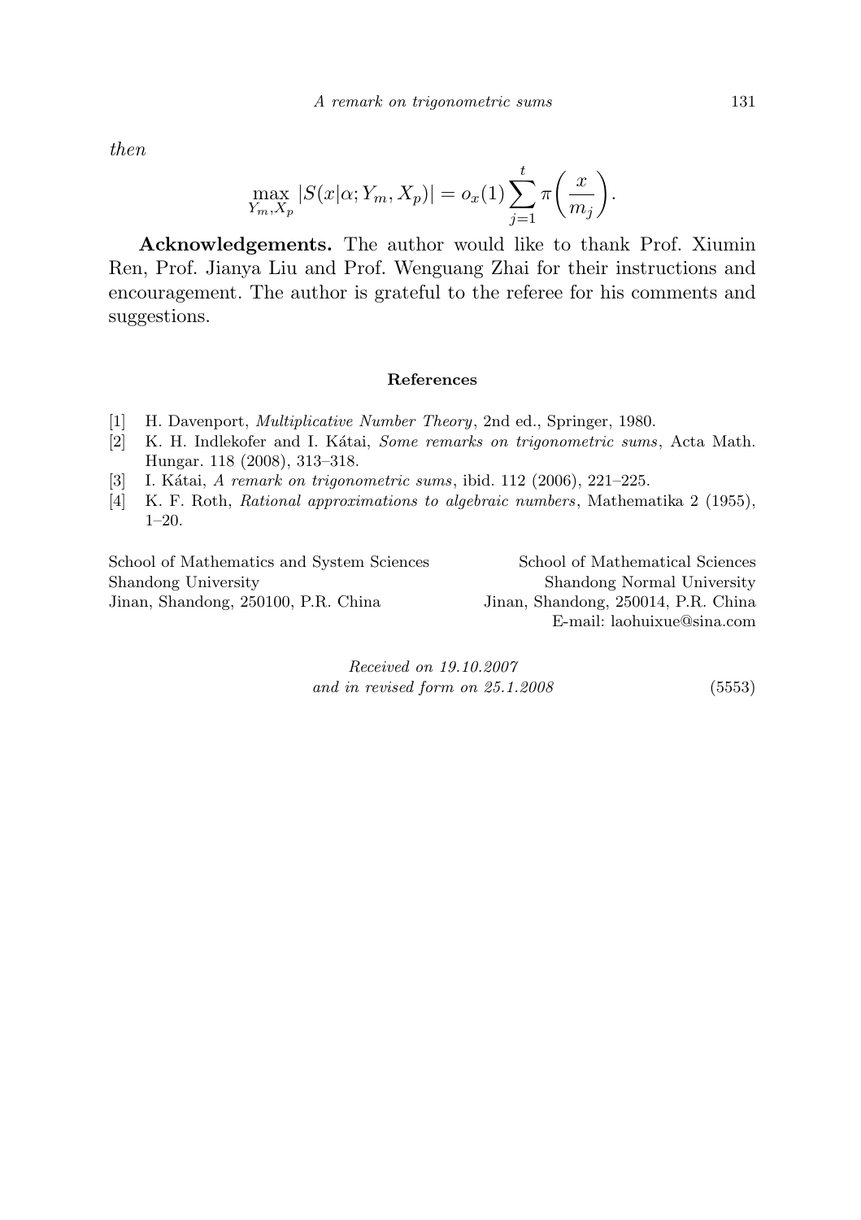*then*

$$\max_{Y_m, X_p} |S(x|\alpha; Y_m, X_p)| = o_x(1) \sum_{j=1}^{t} \pi\left(\frac{x}{m_j}\right).$$

**Acknowledgements.** The author would like to thank Prof. Xiumin Ren, Prof. Jianya Liu and Prof. Wenguang Zhai for their instructions and encouragement. The author is grateful to the referee for his comments and suggestions.

#### References

[1] H. Davenport, *Multiplicative Number Theory*, 2nd ed., Springer, 1980.

[2] K. H. Indlekofer and I. Kátai, *Some remarks on trigonometric sums*, Acta Math. Hungar. 118 (2008), 313–318.

[3] I. Kátai, *A remark on trigonometric sums*, ibid. 112 (2006), 221–225.

[4] K. F. Roth, *Rational approximations to algebraic numbers*, Mathematika 2 (1955), 1–20.

School of Mathematics and System Sciences
Shandong University
Jinan, Shandong, 250100, P.R. China

School of Mathematical Sciences
Shandong Normal University
Jinan, Shandong, 250014, P.R. China
E-mail: laohuixue@sina.com

*Received on 19.10.2007*
*and in revised form on 25.1.2008* (5553)